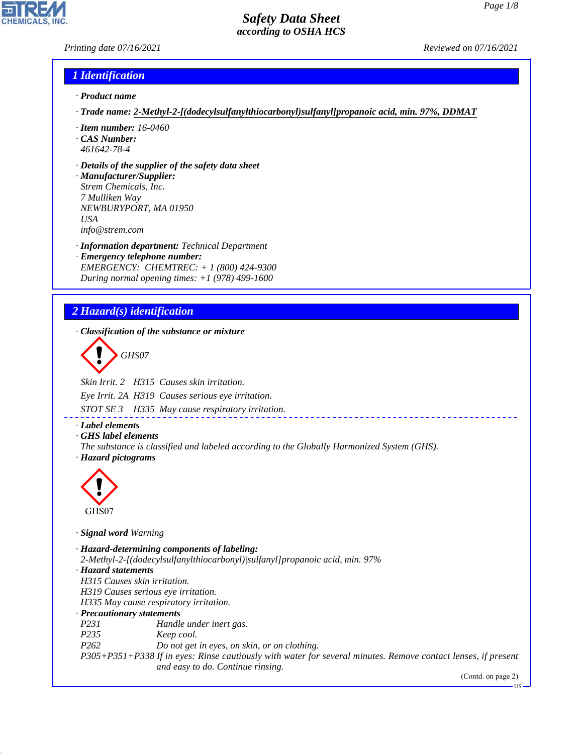# Safety Data Sheet
*according to OSHA HCS*

*Printing date 07/16/2021* *Reviewed on 07/16/2021*

## 1 Identification

· **Product name**

· **Trade name:** **2-Methyl-2-[(dodecylsulfanylthiocarbonyl)sulfanyl]propanoic acid, min. 97%, DDMAT**

· **Item number:** 16-0460

· **CAS Number:**
461642-78-4

· **Details of the supplier of the safety data sheet**

· **Manufacturer/Supplier:**
Strem Chemicals, Inc.
7 Mulliken Way
NEWBURYPORT, MA 01950
USA
info@strem.com

· **Information department:** Technical Department

· **Emergency telephone number:**
EMERGENCY: CHEMTREC: + 1 (800) 424-9300
During normal opening times: +1 (978) 499-1600

## 2 Hazard(s) identification

· **Classification of the substance or mixture**

GHS07

Skin Irrit. 2 H315 Causes skin irritation.

Eye Irrit. 2A H319 Causes serious eye irritation.

STOT SE 3 H335 May cause respiratory irritation.

· **Label elements**

· **GHS label elements**
The substance is classified and labeled according to the Globally Harmonized System (GHS).

· **Hazard pictograms**

GHS07

· **Signal word** Warning

· **Hazard-determining components of labeling:**
2-Methyl-2-[(dodecylsulfanylthiocarbonyl)|sulfanyl]propanoic acid, min. 97%

· **Hazard statements**
H315 Causes skin irritation.
H319 Causes serious eye irritation.
H335 May cause respiratory irritation.

· **Precautionary statements**

| | |
|---|---|
| P231 | Handle under inert gas. |
| P235 | Keep cool. |
| P262 | Do not get in eyes, on skin, or on clothing. |
| P305+P351+P338 | If in eyes: Rinse cautiously with water for several minutes. Remove contact lenses, if present and easy to do. Continue rinsing. |

(Contd. on page 2)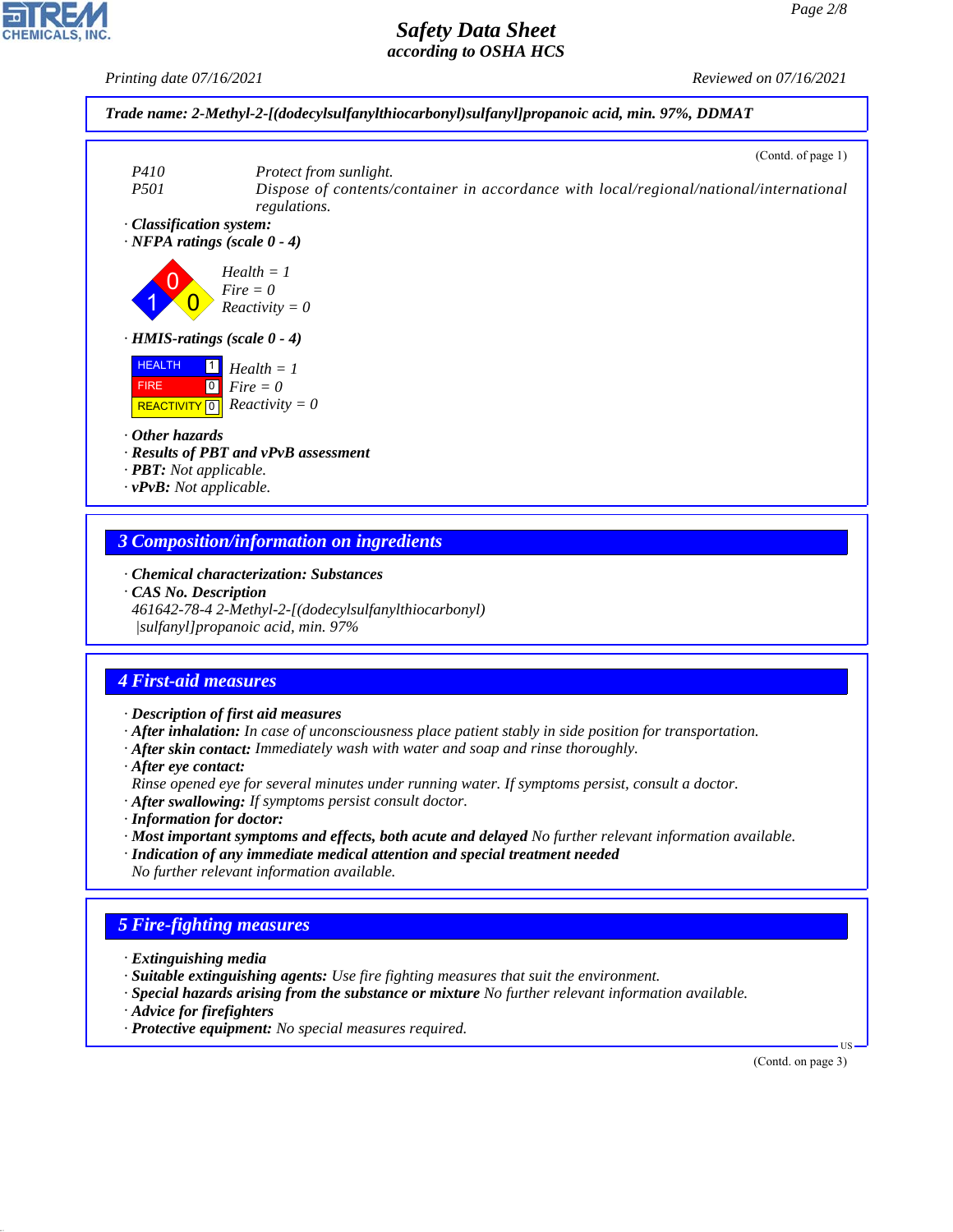**Trade name: 2-Methyl-2-[(dodecylsulfanylthiocarbonyl)sulfanyl]propanoic acid, min. 97%, DDMAT**

(Contd. of page 1)

P410 Protect from sunlight.
P501 Dispose of contents/container in accordance with local/regional/national/international regulations.

· **Classification system:**
· **NFPA ratings (scale 0 - 4)**

Health = 1
Fire = 0
Reactivity = 0

· **HMIS-ratings (scale 0 - 4)**

| | |
|---|---|
| HEALTH | 1 |
| FIRE | 0 |
| REACTIVITY | 0 |

Health = 1
Fire = 0
Reactivity = 0

· **Other hazards**
· **Results of PBT and vPvB assessment**
· **PBT:** Not applicable.
· **vPvB:** Not applicable.

## 3 Composition/information on ingredients

· **Chemical characterization: Substances**
· **CAS No. Description**
461642-78-4 2-Methyl-2-[(dodecylsulfanylthiocarbonyl)sulfanyl]propanoic acid, min. 97%

## 4 First-aid measures

· **Description of first aid measures**
· **After inhalation:** In case of unconsciousness place patient stably in side position for transportation.
· **After skin contact:** Immediately wash with water and soap and rinse thoroughly.
· **After eye contact:**
Rinse opened eye for several minutes under running water. If symptoms persist, consult a doctor.
· **After swallowing:** If symptoms persist consult doctor.
· **Information for doctor:**
· **Most important symptoms and effects, both acute and delayed** No further relevant information available.
· **Indication of any immediate medical attention and special treatment needed**
No further relevant information available.

## 5 Fire-fighting measures

· **Extinguishing media**
· **Suitable extinguishing agents:** Use fire fighting measures that suit the environment.
· **Special hazards arising from the substance or mixture** No further relevant information available.
· **Advice for firefighters**
· **Protective equipment:** No special measures required.

(Contd. on page 3)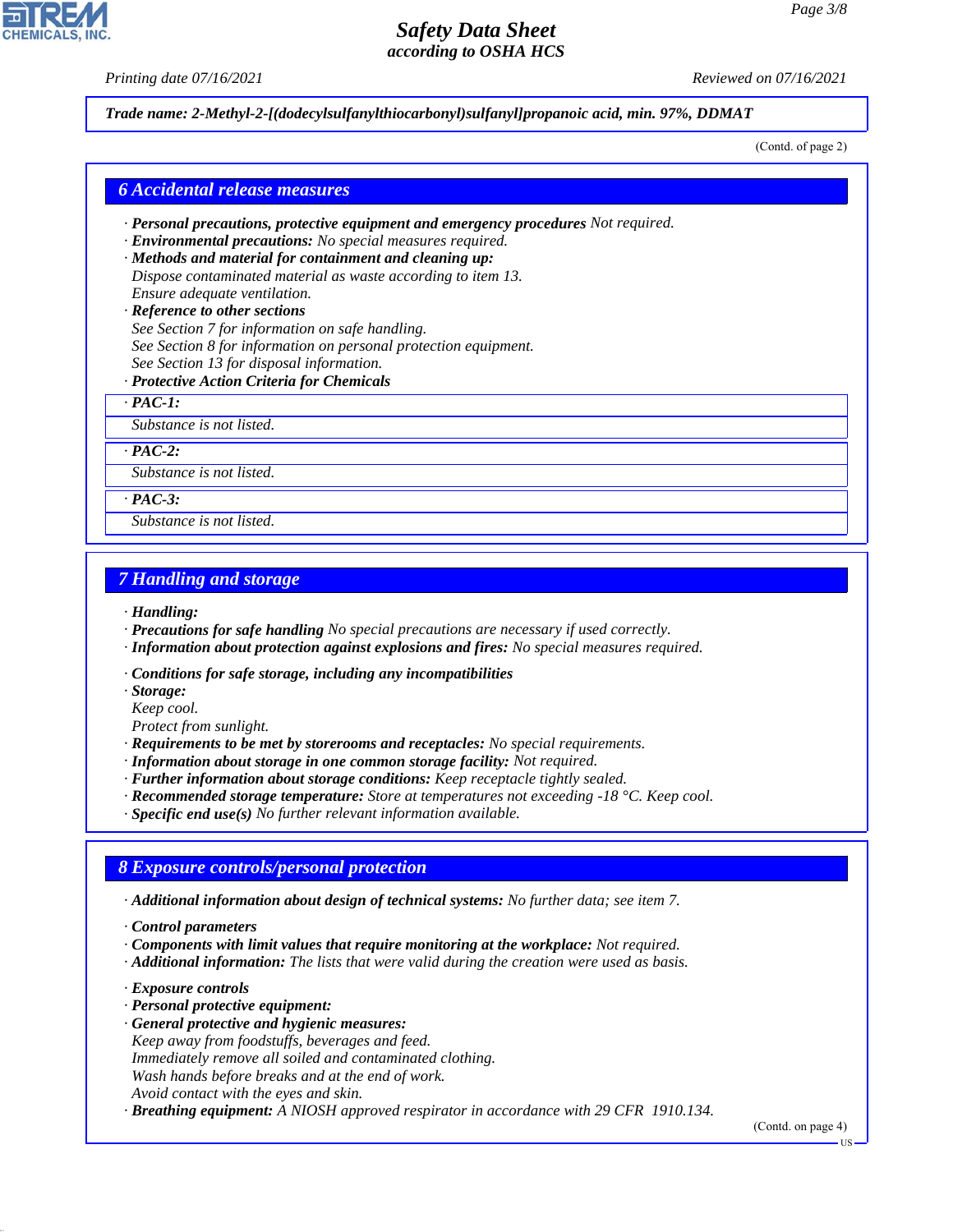**Trade name: 2-Methyl-2-[(dodecylsulfanylthiocarbonyl)sulfanyl]propanoic acid, min. 97%, DDMAT**

(Contd. of page 2)

## 6 Accidental release measures

· **Personal precautions, protective equipment and emergency procedures** Not required.
· **Environmental precautions:** No special measures required.
· **Methods and material for containment and cleaning up:**
Dispose contaminated material as waste according to item 13.
Ensure adequate ventilation.
· **Reference to other sections**
See Section 7 for information on safe handling.
See Section 8 for information on personal protection equipment.
See Section 13 for disposal information.
· **Protective Action Criteria for Chemicals**

· **PAC-1:**
Substance is not listed.

· **PAC-2:**
Substance is not listed.

· **PAC-3:**
Substance is not listed.

## 7 Handling and storage

· **Handling:**
· **Precautions for safe handling** No special precautions are necessary if used correctly.
· **Information about protection against explosions and fires:** No special measures required.

· **Conditions for safe storage, including any incompatibilities**
· **Storage:**
Keep cool.
Protect from sunlight.
· **Requirements to be met by storerooms and receptacles:** No special requirements.
· **Information about storage in one common storage facility:** Not required.
· **Further information about storage conditions:** Keep receptacle tightly sealed.
· **Recommended storage temperature:** Store at temperatures not exceeding -18 °C. Keep cool.
· **Specific end use(s)** No further relevant information available.

## 8 Exposure controls/personal protection

· **Additional information about design of technical systems:** No further data; see item 7.

· **Control parameters**
· **Components with limit values that require monitoring at the workplace:** Not required.
· **Additional information:** The lists that were valid during the creation were used as basis.

· **Exposure controls**
· **Personal protective equipment:**
· **General protective and hygienic measures:**
Keep away from foodstuffs, beverages and feed.
Immediately remove all soiled and contaminated clothing.
Wash hands before breaks and at the end of work.
Avoid contact with the eyes and skin.
· **Breathing equipment:** A NIOSH approved respirator in accordance with 29 CFR 1910.134.

(Contd. on page 4)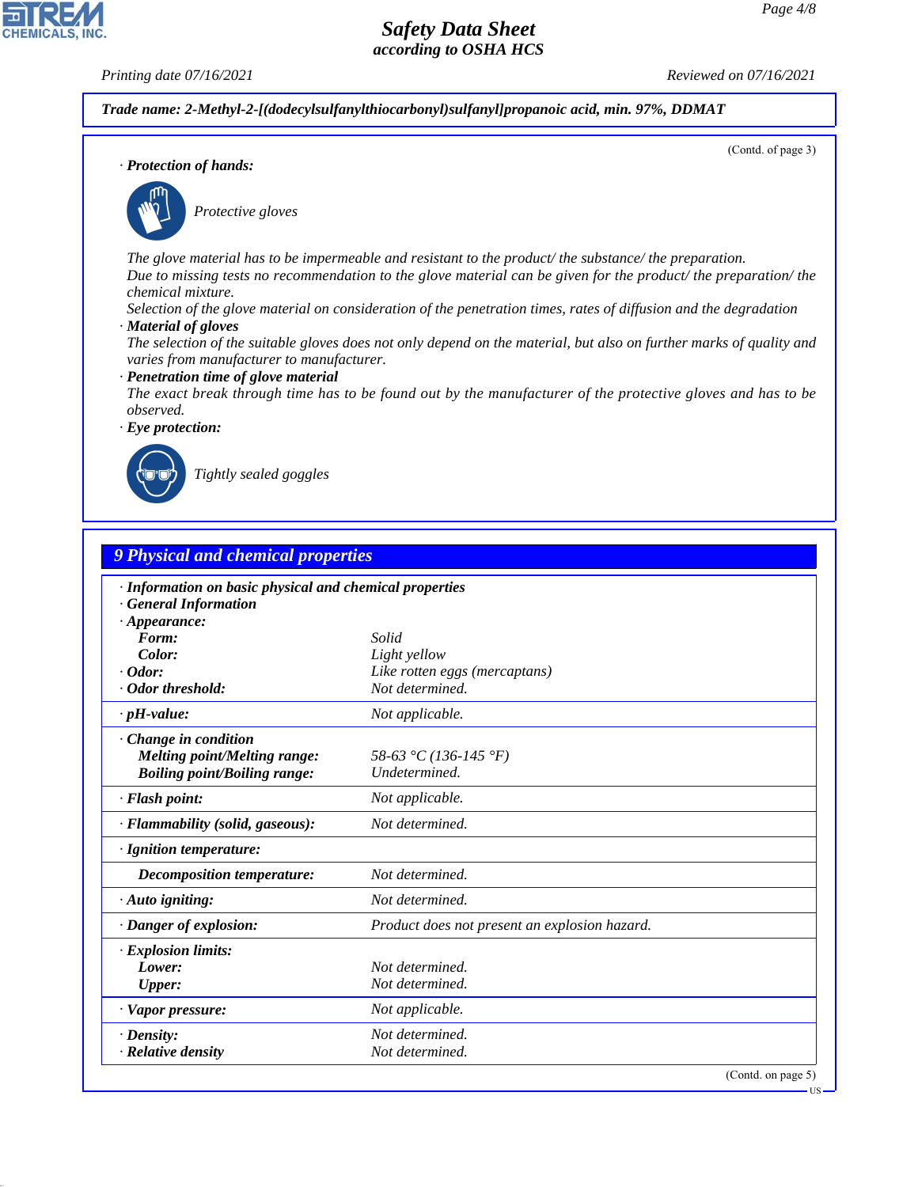**Trade name: 2-Methyl-2-[(dodecylsulfanylthiocarbonyl)sulfanyl]propanoic acid, min. 97%, DDMAT**

(Contd. of page 3)

· **Protection of hands:**

Protective gloves

The glove material has to be impermeable and resistant to the product/ the substance/ the preparation.
Due to missing tests no recommendation to the glove material can be given for the product/ the preparation/ the chemical mixture.
Selection of the glove material on consideration of the penetration times, rates of diffusion and the degradation

· **Material of gloves**
The selection of the suitable gloves does not only depend on the material, but also on further marks of quality and varies from manufacturer to manufacturer.

· **Penetration time of glove material**
The exact break through time has to be found out by the manufacturer of the protective gloves and has to be observed.

· **Eye protection:**

Tightly sealed goggles

## 9 Physical and chemical properties

· **Information on basic physical and chemical properties**
· **General Information**

| | |
|---|---|
| · **Appearance:** | |
| **Form:** | Solid |
| **Color:** | Light yellow |
| · **Odor:** | Like rotten eggs (mercaptans) |
| · **Odor threshold:** | Not determined. |
| · **pH-value:** | Not applicable. |
| · **Change in condition** | |
| **Melting point/Melting range:** | 58-63 °C (136-145 °F) |
| **Boiling point/Boiling range:** | Undetermined. |
| · **Flash point:** | Not applicable. |
| · **Flammability (solid, gaseous):** | Not determined. |
| · **Ignition temperature:** | |
| **Decomposition temperature:** | Not determined. |
| · **Auto igniting:** | Not determined. |
| · **Danger of explosion:** | Product does not present an explosion hazard. |
| · **Explosion limits:** | |
| **Lower:** | Not determined. |
| **Upper:** | Not determined. |
| · **Vapor pressure:** | Not applicable. |
| · **Density:** | Not determined. |
| · **Relative density** | Not determined. |

(Contd. on page 5)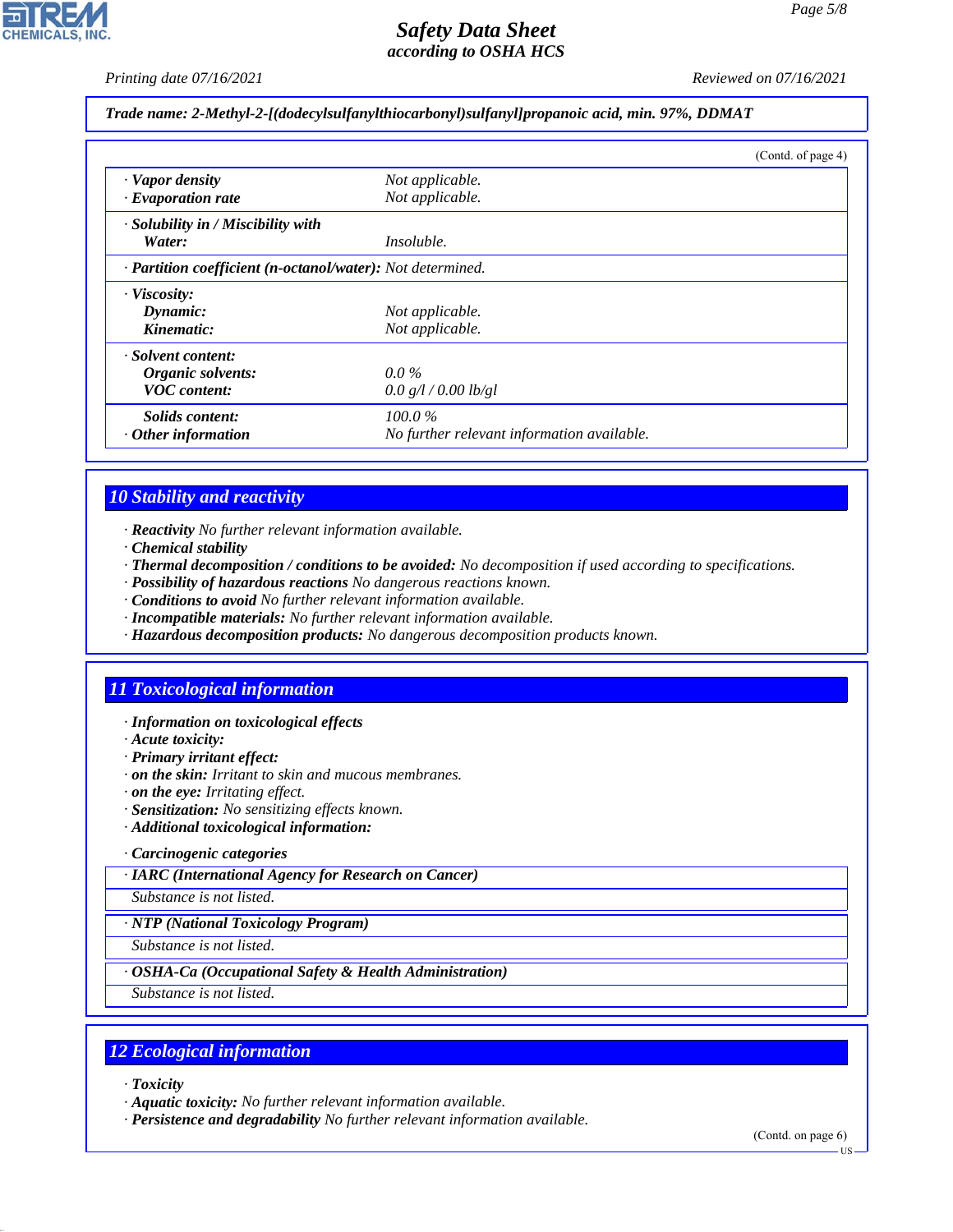**Trade name: 2-Methyl-2-[(dodecylsulfanylthiocarbonyl)sulfanyl]propanoic acid, min. 97%, DDMAT**

(Contd. of page 4)

| | |
|---|---|
| · **Vapor density** | Not applicable. |
| · **Evaporation rate** | Not applicable. |
| · **Solubility in / Miscibility with** | |
| **Water:** | Insoluble. |
| · **Partition coefficient (n-octanol/water):** | Not determined. |
| · **Viscosity:** | |
| **Dynamic:** | Not applicable. |
| **Kinematic:** | Not applicable. |
| · **Solvent content:** | |
| **Organic solvents:** | 0.0 % |
| **VOC content:** | 0.0 g/l / 0.00 lb/gl |
| **Solids content:** | 100.0 % |
| · **Other information** | No further relevant information available. |

## 10 Stability and reactivity

· **Reactivity** No further relevant information available.
· **Chemical stability**
· **Thermal decomposition / conditions to be avoided:** No decomposition if used according to specifications.
· **Possibility of hazardous reactions** No dangerous reactions known.
· **Conditions to avoid** No further relevant information available.
· **Incompatible materials:** No further relevant information available.
· **Hazardous decomposition products:** No dangerous decomposition products known.

## 11 Toxicological information

· **Information on toxicological effects**
· **Acute toxicity:**
· **Primary irritant effect:**
· **on the skin:** Irritant to skin and mucous membranes.
· **on the eye:** Irritating effect.
· **Sensitization:** No sensitizing effects known.
· **Additional toxicological information:**

· **Carcinogenic categories**

· **IARC (International Agency for Research on Cancer)**

Substance is not listed.

· **NTP (National Toxicology Program)**

Substance is not listed.

· **OSHA-Ca (Occupational Safety & Health Administration)**

Substance is not listed.

## 12 Ecological information

· **Toxicity**
· **Aquatic toxicity:** No further relevant information available.
· **Persistence and degradability** No further relevant information available.

(Contd. on page 6)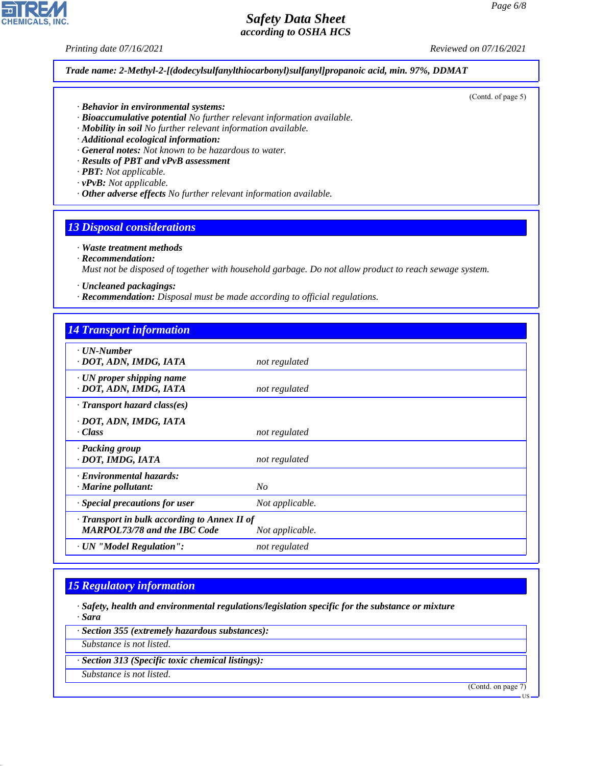**Trade name: 2-Methyl-2-[(dodecylsulfanylthiocarbonyl)sulfanyl]propanoic acid, min. 97%, DDMAT**

(Contd. of page 5)

- **Behavior in environmental systems:**
- **Bioaccumulative potential** No further relevant information available.
- **Mobility in soil** No further relevant information available.
- **Additional ecological information:**
- **General notes:** Not known to be hazardous to water.
- **Results of PBT and vPvB assessment**
- **PBT:** Not applicable.
- **vPvB:** Not applicable.
- **Other adverse effects** No further relevant information available.

## 13 Disposal considerations

- **Waste treatment methods**
- **Recommendation:**
  Must not be disposed of together with household garbage. Do not allow product to reach sewage system.
- **Uncleaned packagings:**
- **Recommendation:** Disposal must be made according to official regulations.

## 14 Transport information

| | |
|---|---|
| **· UN-Number**<br>**· DOT, ADN, IMDG, IATA** | not regulated |
| **· UN proper shipping name**<br>**· DOT, ADN, IMDG, IATA** | not regulated |
| **· Transport hazard class(es)**<br>**· DOT, ADN, IMDG, IATA**<br>**· Class** | not regulated |
| **· Packing group**<br>**· DOT, IMDG, IATA** | not regulated |
| **· Environmental hazards:**<br>**· Marine pollutant:** | No |
| **· Special precautions for user** | Not applicable. |
| **· Transport in bulk according to Annex II of MARPOL73/78 and the IBC Code** | Not applicable. |
| **· UN "Model Regulation":** | not regulated |

## 15 Regulatory information

- **Safety, health and environmental regulations/legislation specific for the substance or mixture**
- **Sara**

**· Section 355 (extremely hazardous substances):**

Substance is not listed.

**· Section 313 (Specific toxic chemical listings):**

Substance is not listed.

(Contd. on page 7)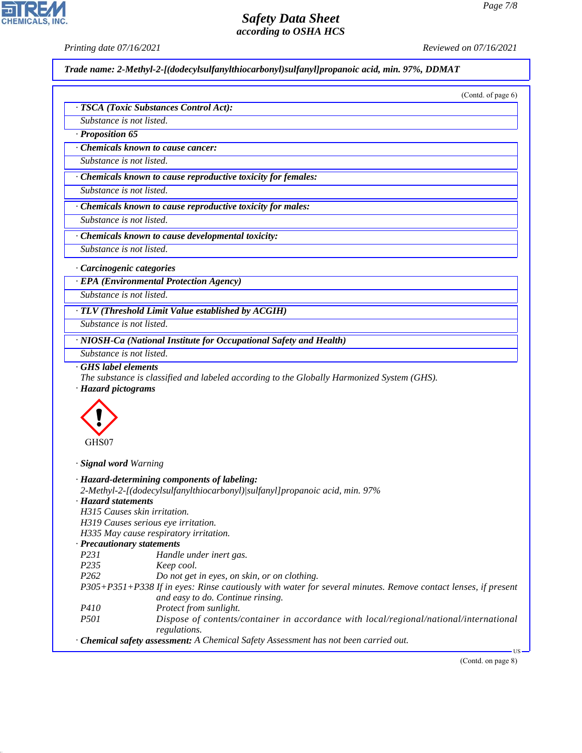**Trade name: 2-Methyl-2-[(dodecylsulfanylthiocarbonyl)sulfanyl]propanoic acid, min. 97%, DDMAT**

(Contd. of page 6)

**· TSCA (Toxic Substances Control Act):**

Substance is not listed.

**· Proposition 65**

**· Chemicals known to cause cancer:**

Substance is not listed.

**· Chemicals known to cause reproductive toxicity for females:**

Substance is not listed.

**· Chemicals known to cause reproductive toxicity for males:**

Substance is not listed.

**· Chemicals known to cause developmental toxicity:**

Substance is not listed.

**· Carcinogenic categories**

**· EPA (Environmental Protection Agency)**

Substance is not listed.

**· TLV (Threshold Limit Value established by ACGIH)**

Substance is not listed.

**· NIOSH-Ca (National Institute for Occupational Safety and Health)**

Substance is not listed.

**· GHS label elements**

The substance is classified and labeled according to the Globally Harmonized System (GHS).

**· Hazard pictograms**

GHS07

**· Signal word** Warning

**· Hazard-determining components of labeling:**

2-Methyl-2-[(dodecylsulfanylthiocarbonyl)|sulfanyl]propanoic acid, min. 97%

**· Hazard statements**

H315 Causes skin irritation.
H319 Causes serious eye irritation.
H335 May cause respiratory irritation.

**· Precautionary statements**

P231 Handle under inert gas.
P235 Keep cool.
P262 Do not get in eyes, on skin, or on clothing.
P305+P351+P338 If in eyes: Rinse cautiously with water for several minutes. Remove contact lenses, if present and easy to do. Continue rinsing.
P410 Protect from sunlight.
P501 Dispose of contents/container in accordance with local/regional/national/international regulations.

**· Chemical safety assessment:** A Chemical Safety Assessment has not been carried out.

(Contd. on page 8)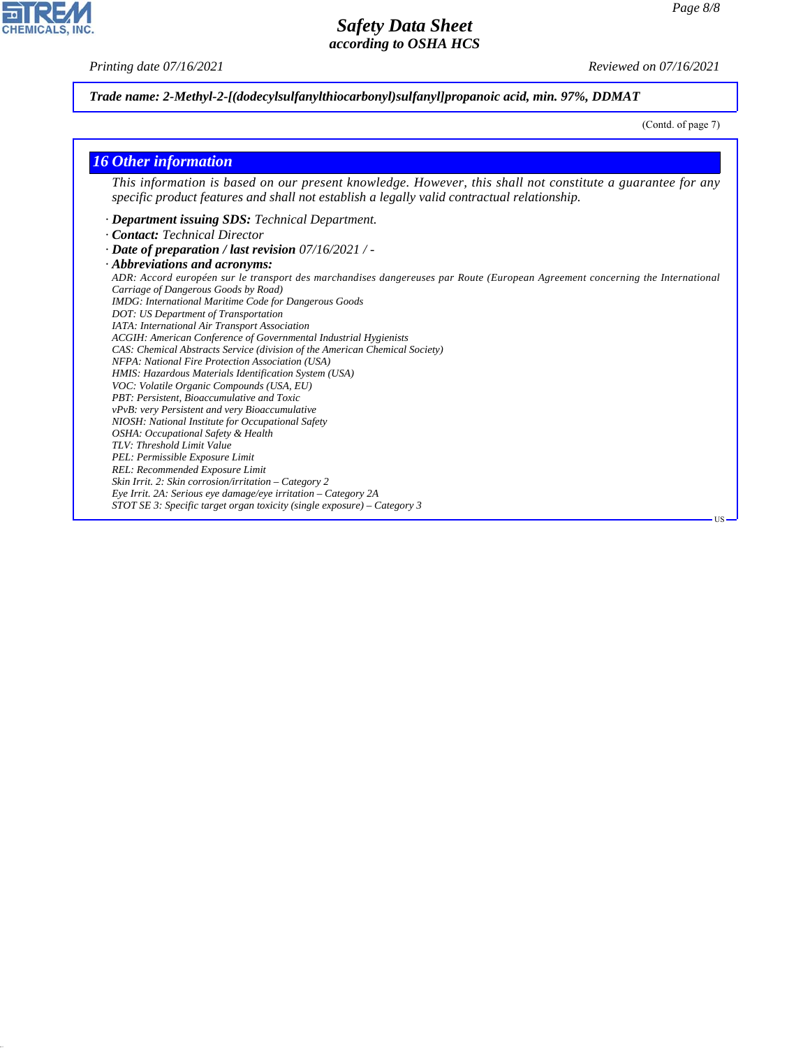## 16 Other information

*This information is based on our present knowledge. However, this shall not constitute a guarantee for any specific product features and shall not establish a legally valid contractual relationship.*

- **Department issuing SDS:** Technical Department.
- **Contact:** Technical Director
- **Date of preparation / last revision** 07/16/2021 / -
- **Abbreviations and acronyms:**

ADR: Accord européen sur le transport des marchandises dangereuses par Route (European Agreement concerning the International Carriage of Dangerous Goods by Road)
IMDG: International Maritime Code for Dangerous Goods
DOT: US Department of Transportation
IATA: International Air Transport Association
ACGIH: American Conference of Governmental Industrial Hygienists
CAS: Chemical Abstracts Service (division of the American Chemical Society)
NFPA: National Fire Protection Association (USA)
HMIS: Hazardous Materials Identification System (USA)
VOC: Volatile Organic Compounds (USA, EU)
PBT: Persistent, Bioaccumulative and Toxic
vPvB: very Persistent and very Bioaccumulative
NIOSH: National Institute for Occupational Safety
OSHA: Occupational Safety & Health
TLV: Threshold Limit Value
PEL: Permissible Exposure Limit
REL: Recommended Exposure Limit
Skin Irrit. 2: Skin corrosion/irritation – Category 2
Eye Irrit. 2A: Serious eye damage/eye irritation – Category 2A
STOT SE 3: Specific target organ toxicity (single exposure) – Category 3